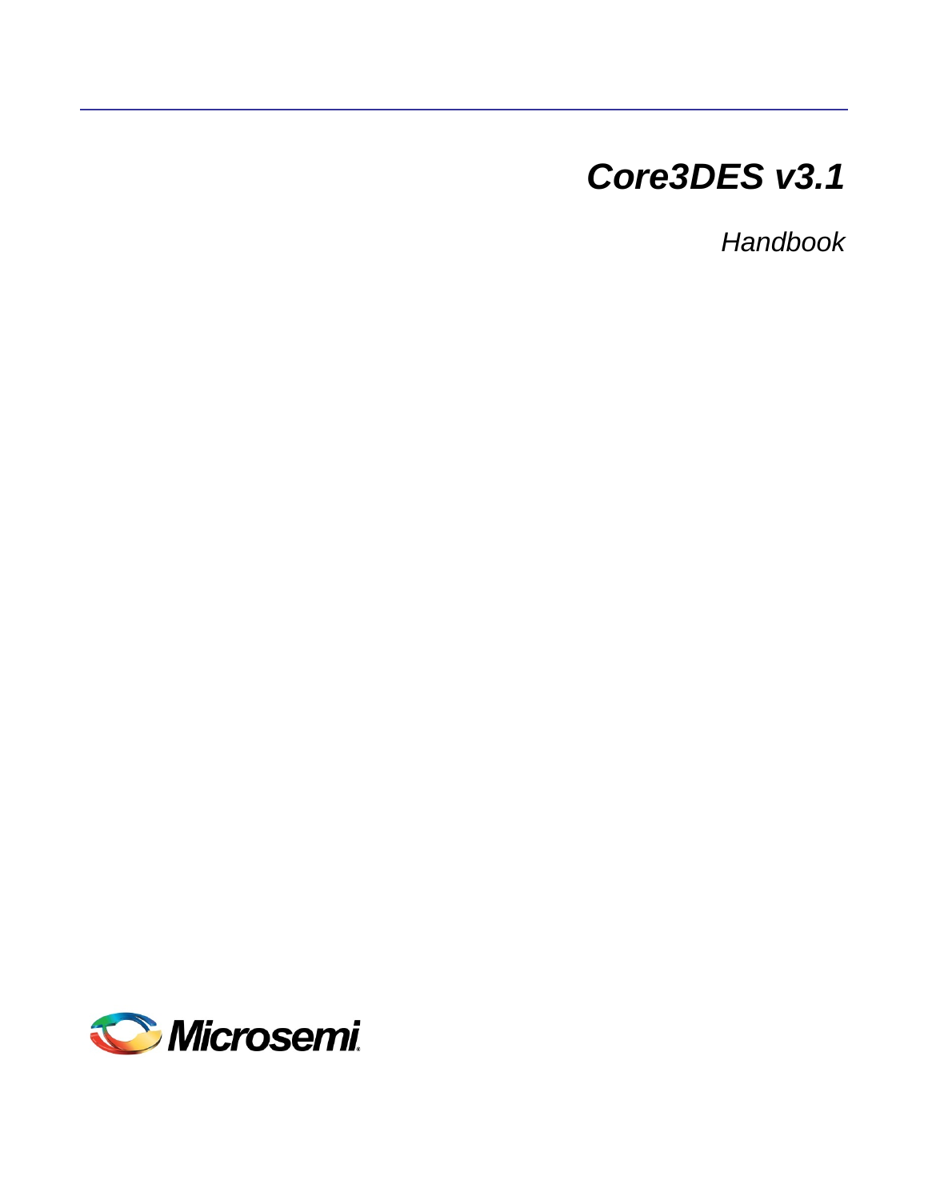# *Core3DES v3.1*

*Handbook*

Microsemi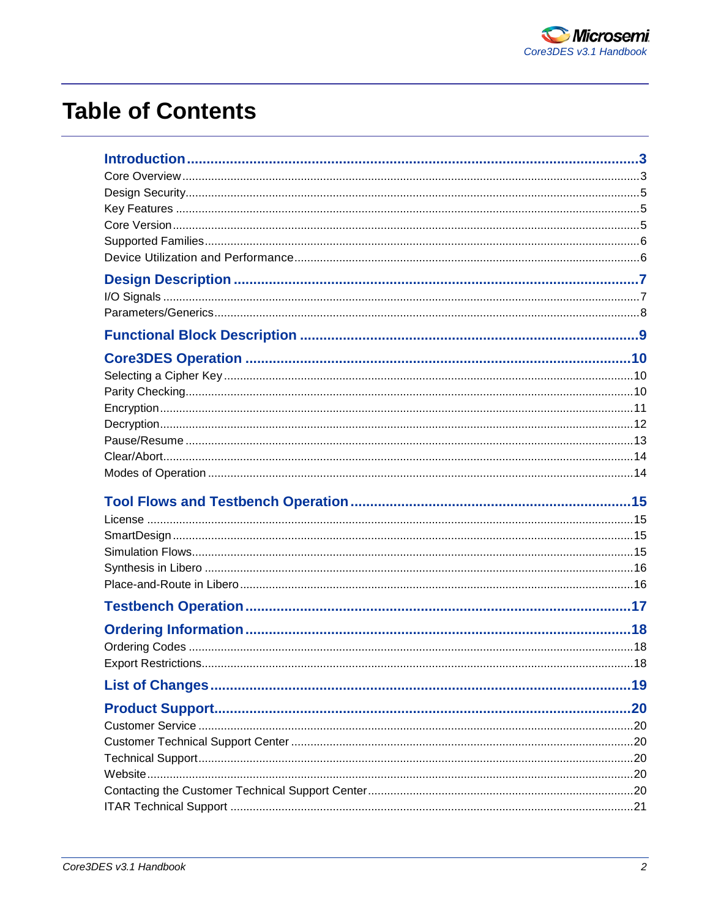# Table of Contents

**Introduction** ........................................................................................................ **3**
Core Overview ........................................................................................................ 3
Design Security ........................................................................................................ 5
Key Features ........................................................................................................ 5
Core Version ........................................................................................................ 5
Supported Families ........................................................................................................ 6
Device Utilization and Performance ........................................................................................................ 6

**Design Description** ........................................................................................................ **7**
I/O Signals ........................................................................................................ 7
Parameters/Generics ........................................................................................................ 8

**Functional Block Description** ........................................................................................................ **9**

**Core3DES Operation** ........................................................................................................ **10**
Selecting a Cipher Key ........................................................................................................ 10
Parity Checking ........................................................................................................ 10
Encryption ........................................................................................................ 11
Decryption ........................................................................................................ 12
Pause/Resume ........................................................................................................ 13
Clear/Abort ........................................................................................................ 14
Modes of Operation ........................................................................................................ 14

**Tool Flows and Testbench Operation** ........................................................................................................ **15**
License ........................................................................................................ 15
SmartDesign ........................................................................................................ 15
Simulation Flows ........................................................................................................ 15
Synthesis in Libero ........................................................................................................ 16
Place-and-Route in Libero ........................................................................................................ 16

**Testbench Operation** ........................................................................................................ **17**

**Ordering Information** ........................................................................................................ **18**
Ordering Codes ........................................................................................................ 18
Export Restrictions ........................................................................................................ 18

**List of Changes** ........................................................................................................ **19**

**Product Support** ........................................................................................................ **20**
Customer Service ........................................................................................................ 20
Customer Technical Support Center ........................................................................................................ 20
Technical Support ........................................................................................................ 20
Website ........................................................................................................ 20
Contacting the Customer Technical Support Center ........................................................................................................ 20
ITAR Technical Support ........................................................................................................ 21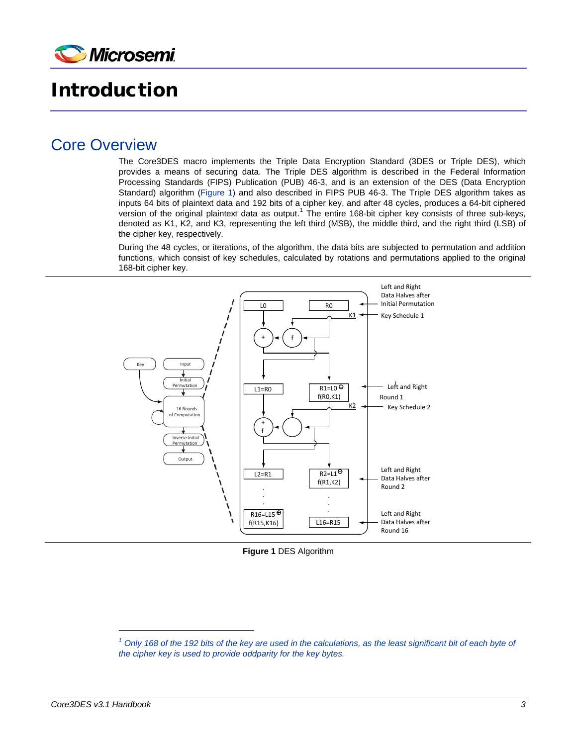# Introduction

## Core Overview

The Core3DES macro implements the Triple Data Encryption Standard (3DES or Triple DES), which provides a means of securing data. The Triple DES algorithm is described in the Federal Information Processing Standards (FIPS) Publication (PUB) 46-3, and is an extension of the DES (Data Encryption Standard) algorithm (Figure 1) and also described in FIPS PUB 46-3. The Triple DES algorithm takes as inputs 64 bits of plaintext data and 192 bits of a cipher key, and after 48 cycles, produces a 64-bit ciphered version of the original plaintext data as output.[1] The entire 168-bit cipher key consists of three sub-keys, denoted as K1, K2, and K3, representing the left third (MSB), the middle third, and the right third (LSB) of the cipher key, respectively.

During the 48 cycles, or iterations, of the algorithm, the data bits are subjected to permutation and addition functions, which consist of key schedules, calculated by rotations and permutations applied to the original 168-bit cipher key.

**Figure 1** DES Algorithm

[1] *Only 168 of the 192 bits of the key are used in the calculations, as the least significant bit of each byte of the cipher key is used to provide oddparity for the key bytes.*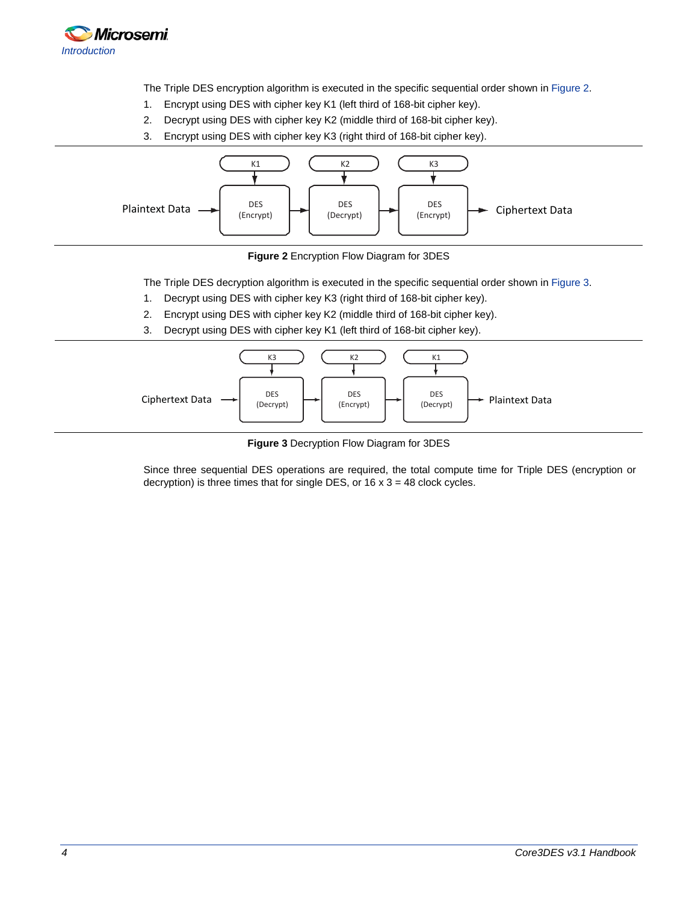The Triple DES encryption algorithm is executed in the specific sequential order shown in Figure 2.

1. Encrypt using DES with cipher key K1 (left third of 168-bit cipher key).
2. Decrypt using DES with cipher key K2 (middle third of 168-bit cipher key).
3. Encrypt using DES with cipher key K3 (right third of 168-bit cipher key).

**Figure 2** Encryption Flow Diagram for 3DES

The Triple DES decryption algorithm is executed in the specific sequential order shown in Figure 3.

1. Decrypt using DES with cipher key K3 (right third of 168-bit cipher key).
2. Encrypt using DES with cipher key K2 (middle third of 168-bit cipher key).
3. Decrypt using DES with cipher key K1 (left third of 168-bit cipher key).

**Figure 3** Decryption Flow Diagram for 3DES

Since three sequential DES operations are required, the total compute time for Triple DES (encryption or decryption) is three times that for single DES, or 16 x 3 = 48 clock cycles.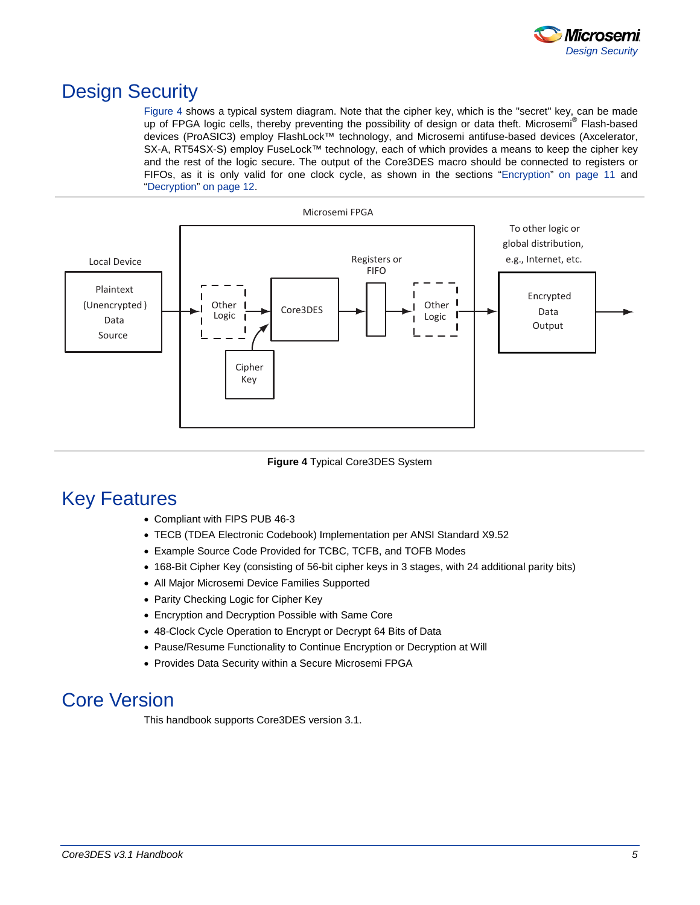# Design Security

Figure 4 shows a typical system diagram. Note that the cipher key, which is the "secret" key, can be made up of FPGA logic cells, thereby preventing the possibility of design or data theft. Microsemi® Flash-based devices (ProASIC3) employ FlashLock™ technology, and Microsemi antifuse-based devices (Axcelerator, SX-A, RT54SX-S) employ FuseLock™ technology, each of which provides a means to keep the cipher key and the rest of the logic secure. The output of the Core3DES macro should be connected to registers or FIFOs, as it is only valid for one clock cycle, as shown in the sections "Encryption" on page 11 and "Decryption" on page 12.

**Figure 4** Typical Core3DES System

# Key Features

- Compliant with FIPS PUB 46-3
- TECB (TDEA Electronic Codebook) Implementation per ANSI Standard X9.52
- Example Source Code Provided for TCBC, TCFB, and TOFB Modes
- 168-Bit Cipher Key (consisting of 56-bit cipher keys in 3 stages, with 24 additional parity bits)
- All Major Microsemi Device Families Supported
- Parity Checking Logic for Cipher Key
- Encryption and Decryption Possible with Same Core
- 48-Clock Cycle Operation to Encrypt or Decrypt 64 Bits of Data
- Pause/Resume Functionality to Continue Encryption or Decryption at Will
- Provides Data Security within a Secure Microsemi FPGA

# Core Version

This handbook supports Core3DES version 3.1.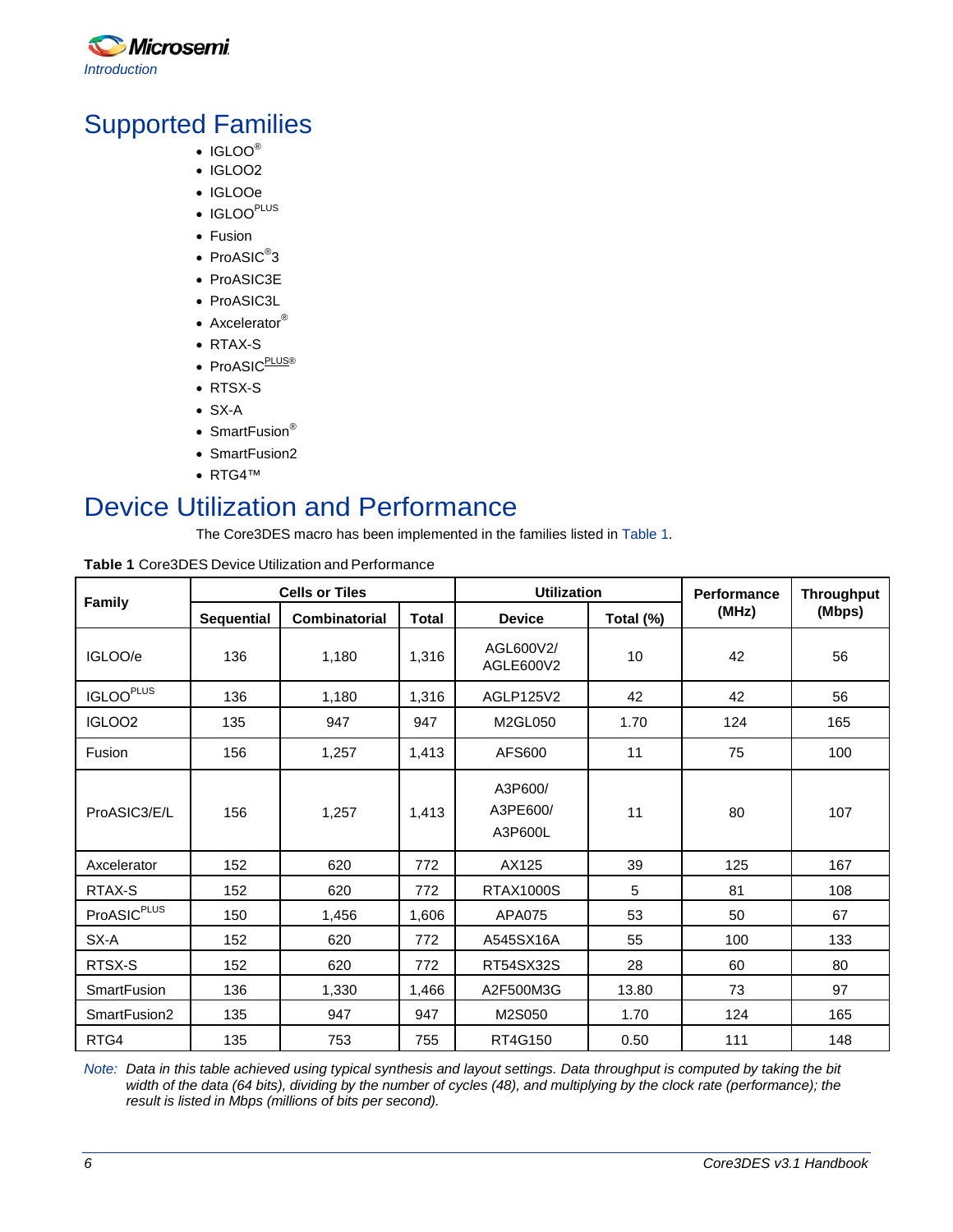## Supported Families

- IGLOO®
- IGLOO2
- IGLOOe
- IGLOOPLUS
- Fusion
- ProASIC®3
- ProASIC3E
- ProASIC3L
- Axcelerator®
- RTAX-S
- ProASICPLUS®
- RTSX-S
- SX-A
- SmartFusion®
- SmartFusion2
- RTG4™

## Device Utilization and Performance

The Core3DES macro has been implemented in the families listed in Table 1.

**Table 1** Core3DES Device Utilization and Performance

| Family | Cells or Tiles | | | Utilization | | Performance (MHz) | Throughput (Mbps) |
|---|---|---|---|---|---|---|---|
| | Sequential | Combinatorial | Total | Device | Total (%) | | |
| IGLOO/e | 136 | 1,180 | 1,316 | AGL600V2/ AGLE600V2 | 10 | 42 | 56 |
| IGLOOPLUS | 136 | 1,180 | 1,316 | AGLP125V2 | 42 | 42 | 56 |
| IGLOO2 | 135 | 947 | 947 | M2GL050 | 1.70 | 124 | 165 |
| Fusion | 156 | 1,257 | 1,413 | AFS600 | 11 | 75 | 100 |
| ProASIC3/E/L | 156 | 1,257 | 1,413 | A3P600/ A3PE600/ A3P600L | 11 | 80 | 107 |
| Axcelerator | 152 | 620 | 772 | AX125 | 39 | 125 | 167 |
| RTAX-S | 152 | 620 | 772 | RTAX1000S | 5 | 81 | 108 |
| ProASICPLUS | 150 | 1,456 | 1,606 | APA075 | 53 | 50 | 67 |
| SX-A | 152 | 620 | 772 | A545SX16A | 55 | 100 | 133 |
| RTSX-S | 152 | 620 | 772 | RT54SX32S | 28 | 60 | 80 |
| SmartFusion | 136 | 1,330 | 1,466 | A2F500M3G | 13.80 | 73 | 97 |
| SmartFusion2 | 135 | 947 | 947 | M2S050 | 1.70 | 124 | 165 |
| RTG4 | 135 | 753 | 755 | RT4G150 | 0.50 | 111 | 148 |

*Note: Data in this table achieved using typical synthesis and layout settings. Data throughput is computed by taking the bit width of the data (64 bits), dividing by the number of cycles (48), and multiplying by the clock rate (performance); the result is listed in Mbps (millions of bits per second).*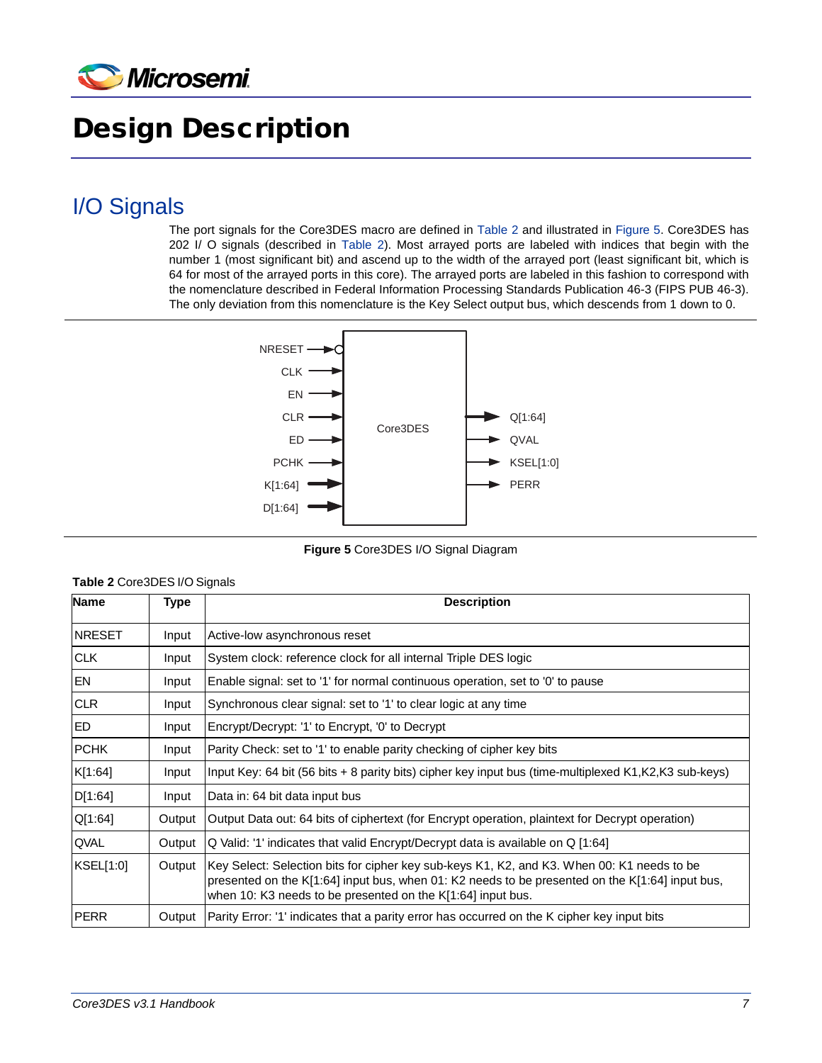# Design Description

## I/O Signals

The port signals for the Core3DES macro are defined in Table 2 and illustrated in Figure 5. Core3DES has 202 I/ O signals (described in Table 2). Most arrayed ports are labeled with indices that begin with the number 1 (most significant bit) and ascend up to the width of the arrayed port (least significant bit, which is 64 for most of the arrayed ports in this core). The arrayed ports are labeled in this fashion to correspond with the nomenclature described in Federal Information Processing Standards Publication 46-3 (FIPS PUB 46-3). The only deviation from this nomenclature is the Key Select output bus, which descends from 1 down to 0.

**Figure 5** Core3DES I/O Signal Diagram

**Table 2** Core3DES I/O Signals

| Name | Type | Description |
|---|---|---|
| NRESET | Input | Active-low asynchronous reset |
| CLK | Input | System clock: reference clock for all internal Triple DES logic |
| EN | Input | Enable signal: set to '1' for normal continuous operation, set to '0' to pause |
| CLR | Input | Synchronous clear signal: set to '1' to clear logic at any time |
| ED | Input | Encrypt/Decrypt: '1' to Encrypt, '0' to Decrypt |
| PCHK | Input | Parity Check: set to '1' to enable parity checking of cipher key bits |
| K[1:64] | Input | Input Key: 64 bit (56 bits + 8 parity bits) cipher key input bus (time-multiplexed K1,K2,K3 sub-keys) |
| D[1:64] | Input | Data in: 64 bit data input bus |
| Q[1:64] | Output | Output Data out: 64 bits of ciphertext (for Encrypt operation, plaintext for Decrypt operation) |
| QVAL | Output | Q Valid: '1' indicates that valid Encrypt/Decrypt data is available on Q [1:64] |
| KSEL[1:0] | Output | Key Select: Selection bits for cipher key sub-keys K1, K2, and K3. When 00: K1 needs to be presented on the K[1:64] input bus, when 01: K2 needs to be presented on the K[1:64] input bus, when 10: K3 needs to be presented on the K[1:64] input bus. |
| PERR | Output | Parity Error: '1' indicates that a parity error has occurred on the K cipher key input bits |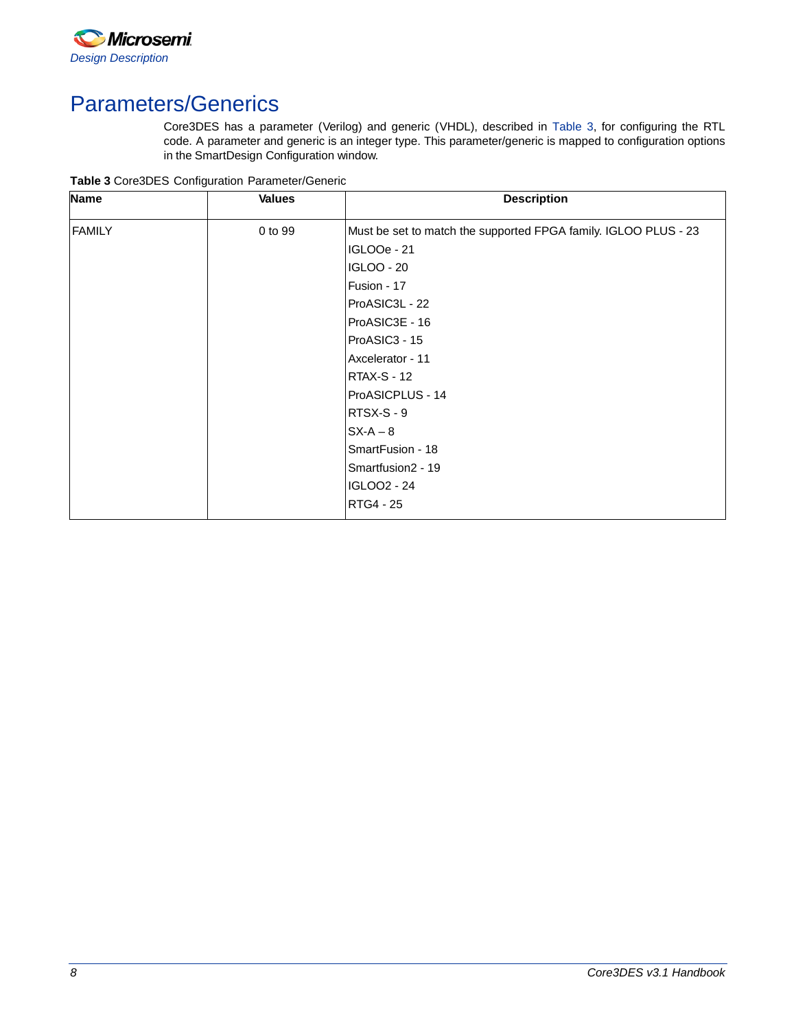# Parameters/Generics

Core3DES has a parameter (Verilog) and generic (VHDL), described in Table 3, for configuring the RTL code. A parameter and generic is an integer type. This parameter/generic is mapped to configuration options in the SmartDesign Configuration window.

**Table 3** Core3DES Configuration Parameter/Generic

| Name | Values | Description |
|---|---|---|
| FAMILY | 0 to 99 | Must be set to match the supported FPGA family. IGLOO PLUS - 23<br>IGLOOe - 21<br>IGLOO - 20<br>Fusion - 17<br>ProASIC3L - 22<br>ProASIC3E - 16<br>ProASIC3 - 15<br>Axcelerator - 11<br>RTAX-S - 12<br>ProASICPLUS - 14<br>RTSX-S - 9<br>SX-A – 8<br>SmartFusion - 18<br>Smartfusion2 - 19<br>IGLOO2 - 24<br>RTG4 - 25 |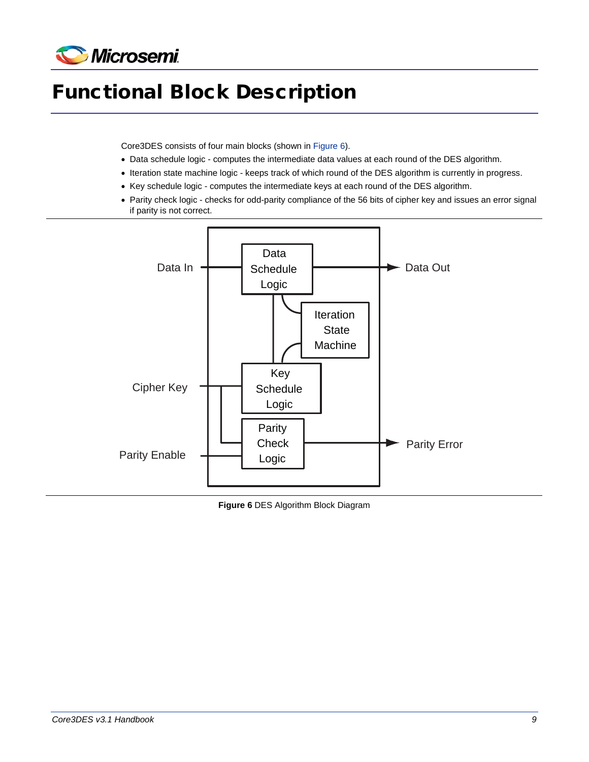# Functional Block Description

Core3DES consists of four main blocks (shown in Figure 6).

- Data schedule logic - computes the intermediate data values at each round of the DES algorithm.
- Iteration state machine logic - keeps track of which round of the DES algorithm is currently in progress.
- Key schedule logic - computes the intermediate keys at each round of the DES algorithm.
- Parity check logic - checks for odd-parity compliance of the 56 bits of cipher key and issues an error signal if parity is not correct.

**Figure 6** DES Algorithm Block Diagram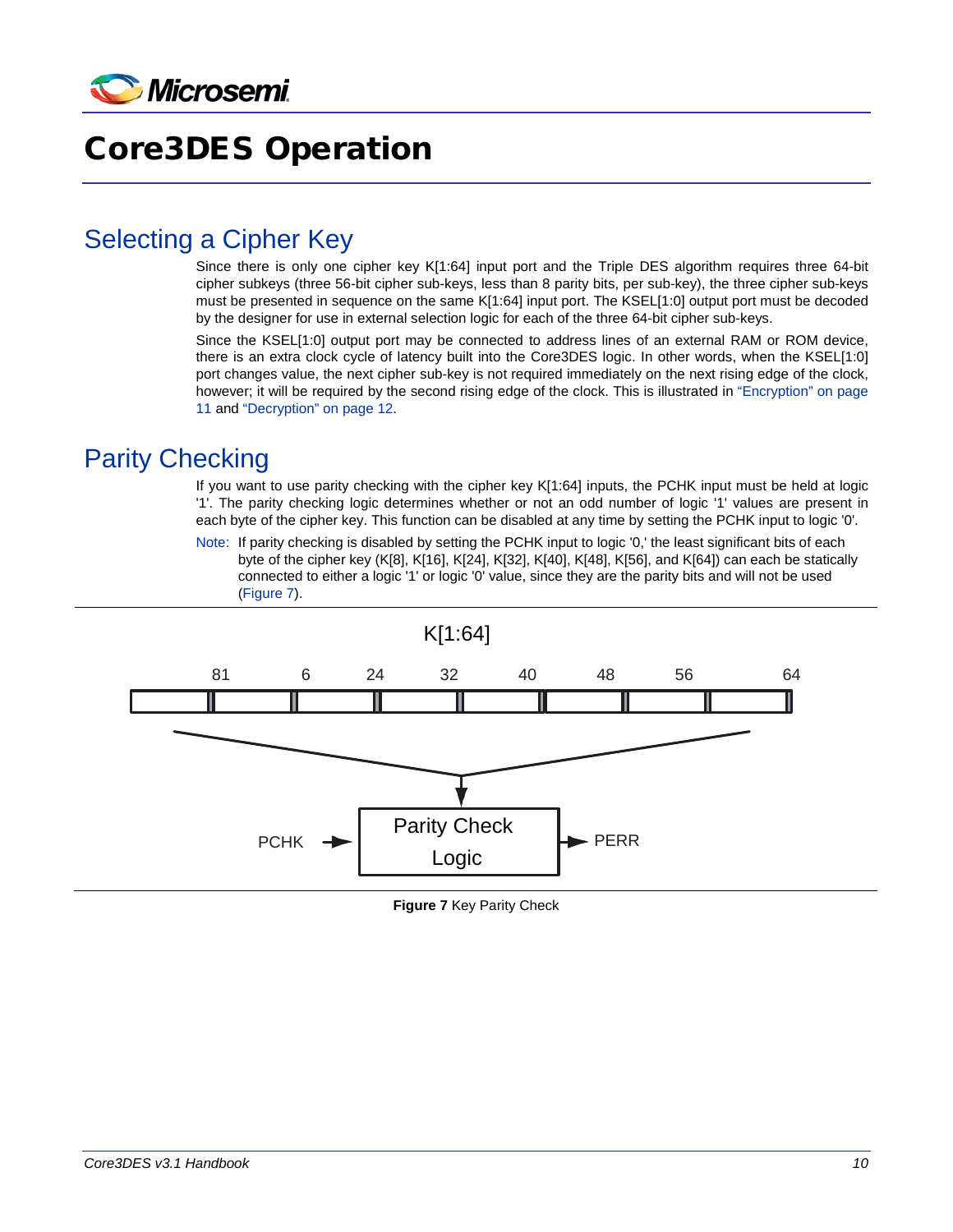# Core3DES Operation

## Selecting a Cipher Key

Since there is only one cipher key K[1:64] input port and the Triple DES algorithm requires three 64-bit cipher subkeys (three 56-bit cipher sub-keys, less than 8 parity bits, per sub-key), the three cipher sub-keys must be presented in sequence on the same K[1:64] input port. The KSEL[1:0] output port must be decoded by the designer for use in external selection logic for each of the three 64-bit cipher sub-keys.

Since the KSEL[1:0] output port may be connected to address lines of an external RAM or ROM device, there is an extra clock cycle of latency built into the Core3DES logic. In other words, when the KSEL[1:0] port changes value, the next cipher sub-key is not required immediately on the next rising edge of the clock, however; it will be required by the second rising edge of the clock. This is illustrated in "Encryption" on page 11 and "Decryption" on page 12.

## Parity Checking

If you want to use parity checking with the cipher key K[1:64] inputs, the PCHK input must be held at logic '1'. The parity checking logic determines whether or not an odd number of logic '1' values are present in each byte of the cipher key. This function can be disabled at any time by setting the PCHK input to logic '0'.

Note: If parity checking is disabled by setting the PCHK input to logic '0,' the least significant bits of each byte of the cipher key (K[8], K[16], K[24], K[32], K[40], K[48], K[56], and K[64]) can each be statically connected to either a logic '1' or logic '0' value, since they are the parity bits and will not be used (Figure 7).

K[1:64]

81 6 24 32 40 48 56 64

PCHK → Parity Check Logic → PERR

**Figure 7** Key Parity Check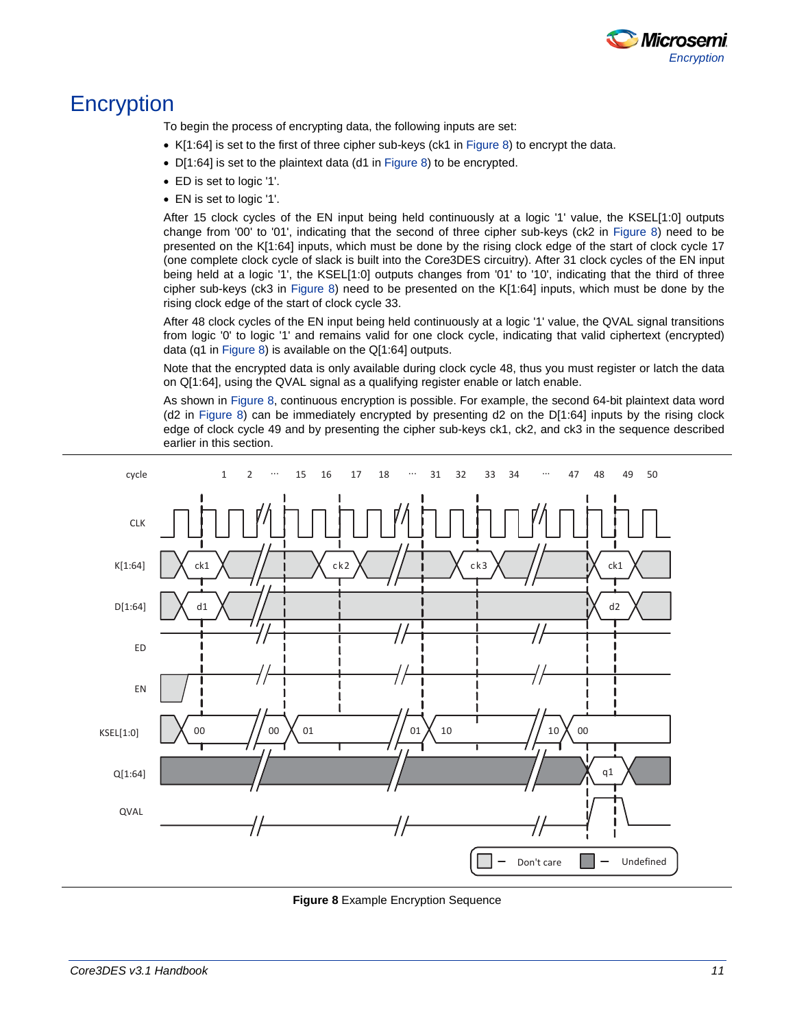# Encryption

To begin the process of encrypting data, the following inputs are set:

- K[1:64] is set to the first of three cipher sub-keys (ck1 in Figure 8) to encrypt the data.
- D[1:64] is set to the plaintext data (d1 in Figure 8) to be encrypted.
- ED is set to logic '1'.
- EN is set to logic '1'.

After 15 clock cycles of the EN input being held continuously at a logic '1' value, the KSEL[1:0] outputs change from '00' to '01', indicating that the second of three cipher sub-keys (ck2 in Figure 8) need to be presented on the K[1:64] inputs, which must be done by the rising clock edge of the start of clock cycle 17 (one complete clock cycle of slack is built into the Core3DES circuitry). After 31 clock cycles of the EN input being held at a logic '1', the KSEL[1:0] outputs changes from '01' to '10', indicating that the third of three cipher sub-keys (ck3 in Figure 8) need to be presented on the K[1:64] inputs, which must be done by the rising clock edge of the start of clock cycle 33.

After 48 clock cycles of the EN input being held continuously at a logic '1' value, the QVAL signal transitions from logic '0' to logic '1' and remains valid for one clock cycle, indicating that valid ciphertext (encrypted) data (q1 in Figure 8) is available on the Q[1:64] outputs.

Note that the encrypted data is only available during clock cycle 48, thus you must register or latch the data on Q[1:64], using the QVAL signal as a qualifying register enable or latch enable.

As shown in Figure 8, continuous encryption is possible. For example, the second 64-bit plaintext data word (d2 in Figure 8) can be immediately encrypted by presenting d2 on the D[1:64] inputs by the rising clock edge of clock cycle 49 and by presenting the cipher sub-keys ck1, ck2, and ck3 in the sequence described earlier in this section.

**Figure 8** Example Encryption Sequence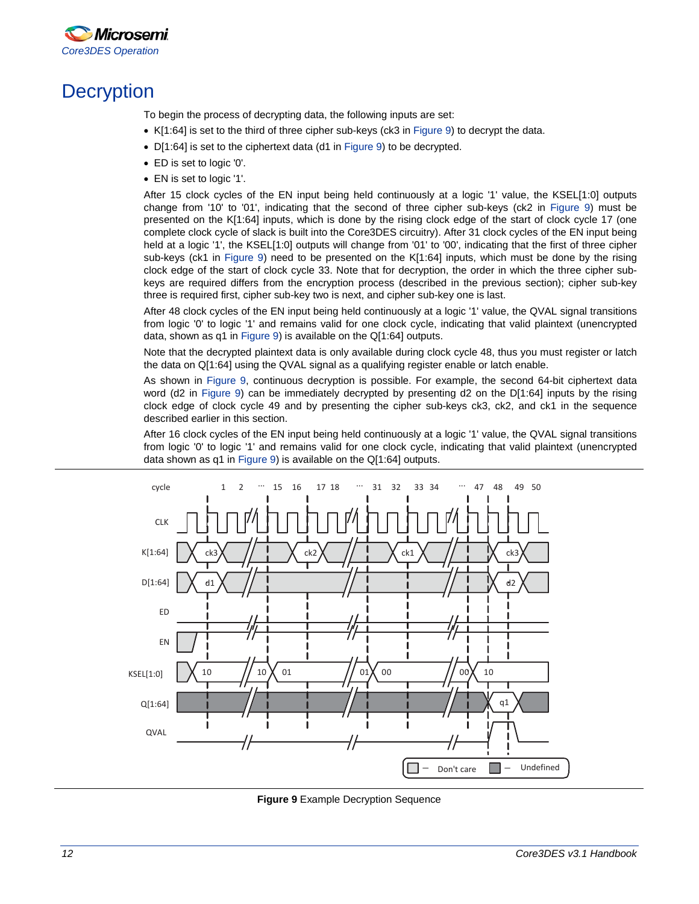# Decryption

To begin the process of decrypting data, the following inputs are set:

- K[1:64] is set to the third of three cipher sub-keys (ck3 in Figure 9) to decrypt the data.
- D[1:64] is set to the ciphertext data (d1 in Figure 9) to be decrypted.
- ED is set to logic '0'.
- EN is set to logic '1'.

After 15 clock cycles of the EN input being held continuously at a logic '1' value, the KSEL[1:0] outputs change from '10' to '01', indicating that the second of three cipher sub-keys (ck2 in Figure 9) must be presented on the K[1:64] inputs, which is done by the rising clock edge of the start of clock cycle 17 (one complete clock cycle of slack is built into the Core3DES circuitry). After 31 clock cycles of the EN input being held at a logic '1', the KSEL[1:0] outputs will change from '01' to '00', indicating that the first of three cipher sub-keys (ck1 in Figure 9) need to be presented on the K[1:64] inputs, which must be done by the rising clock edge of the start of clock cycle 33. Note that for decryption, the order in which the three cipher sub-keys are required differs from the encryption process (described in the previous section); cipher sub-key three is required first, cipher sub-key two is next, and cipher sub-key one is last.

After 48 clock cycles of the EN input being held continuously at a logic '1' value, the QVAL signal transitions from logic '0' to logic '1' and remains valid for one clock cycle, indicating that valid plaintext (unencrypted data, shown as q1 in Figure 9) is available on the Q[1:64] outputs.

Note that the decrypted plaintext data is only available during clock cycle 48, thus you must register or latch the data on Q[1:64] using the QVAL signal as a qualifying register enable or latch enable.

As shown in Figure 9, continuous decryption is possible. For example, the second 64-bit ciphertext data word (d2 in Figure 9) can be immediately decrypted by presenting d2 on the D[1:64] inputs by the rising clock edge of clock cycle 49 and by presenting the cipher sub-keys ck3, ck2, and ck1 in the sequence described earlier in this section.

After 16 clock cycles of the EN input being held continuously at a logic '1' value, the QVAL signal transitions from logic '0' to logic '1' and remains valid for one clock cycle, indicating that valid plaintext (unencrypted data shown as q1 in Figure 9) is available on the Q[1:64] outputs.

**Figure 9** Example Decryption Sequence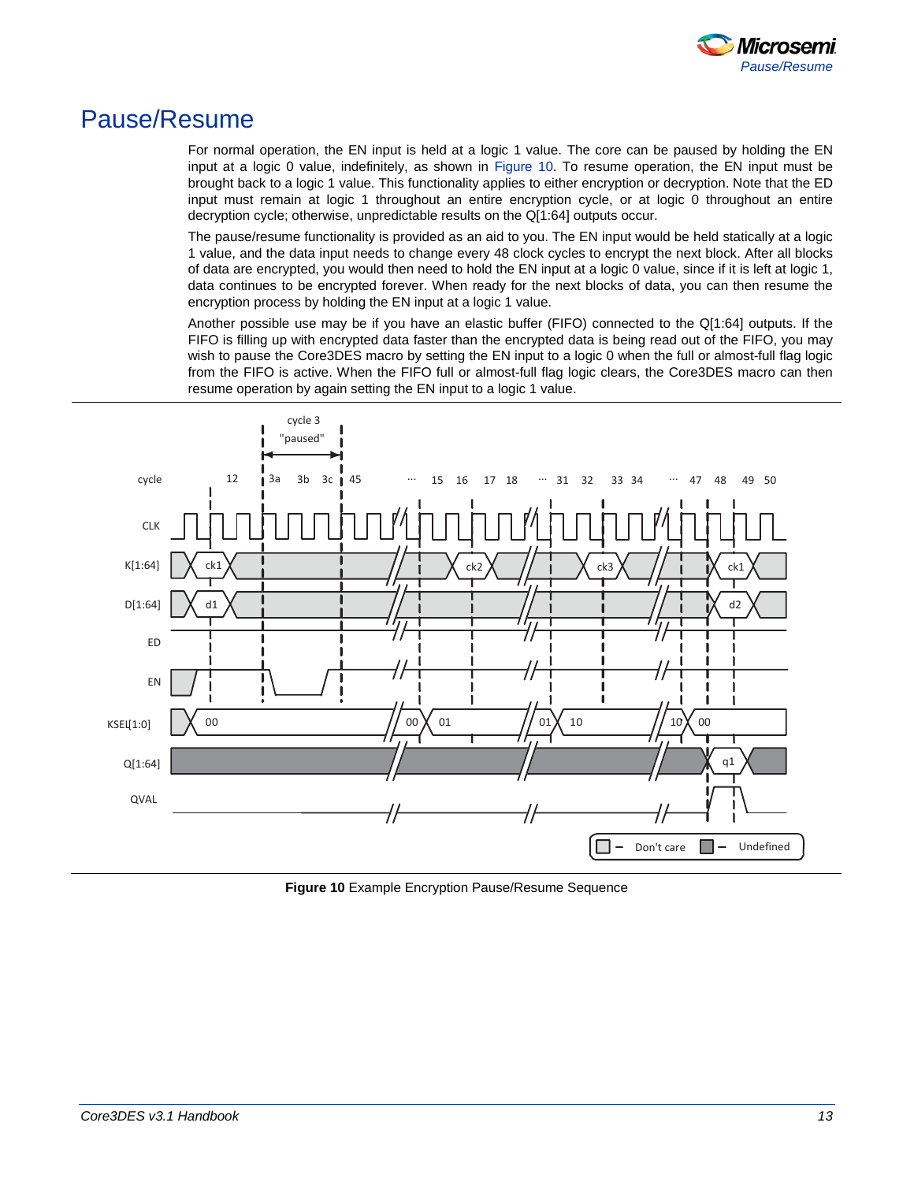# Pause/Resume

For normal operation, the EN input is held at a logic 1 value. The core can be paused by holding the EN input at a logic 0 value, indefinitely, as shown in Figure 10. To resume operation, the EN input must be brought back to a logic 1 value. This functionality applies to either encryption or decryption. Note that the ED input must remain at logic 1 throughout an entire encryption cycle, or at logic 0 throughout an entire decryption cycle; otherwise, unpredictable results on the Q[1:64] outputs occur.

The pause/resume functionality is provided as an aid to you. The EN input would be held statically at a logic 1 value, and the data input needs to change every 48 clock cycles to encrypt the next block. After all blocks of data are encrypted, you would then need to hold the EN input at a logic 0 value, since if it is left at logic 1, data continues to be encrypted forever. When ready for the next blocks of data, you can then resume the encryption process by holding the EN input at a logic 1 value.

Another possible use may be if you have an elastic buffer (FIFO) connected to the Q[1:64] outputs. If the FIFO is filling up with encrypted data faster than the encrypted data is being read out of the FIFO, you may wish to pause the Core3DES macro by setting the EN input to a logic 0 when the full or almost-full flag logic from the FIFO is active. When the FIFO full or almost-full flag logic clears, the Core3DES macro can then resume operation by again setting the EN input to a logic 1 value.

**Figure 10** Example Encryption Pause/Resume Sequence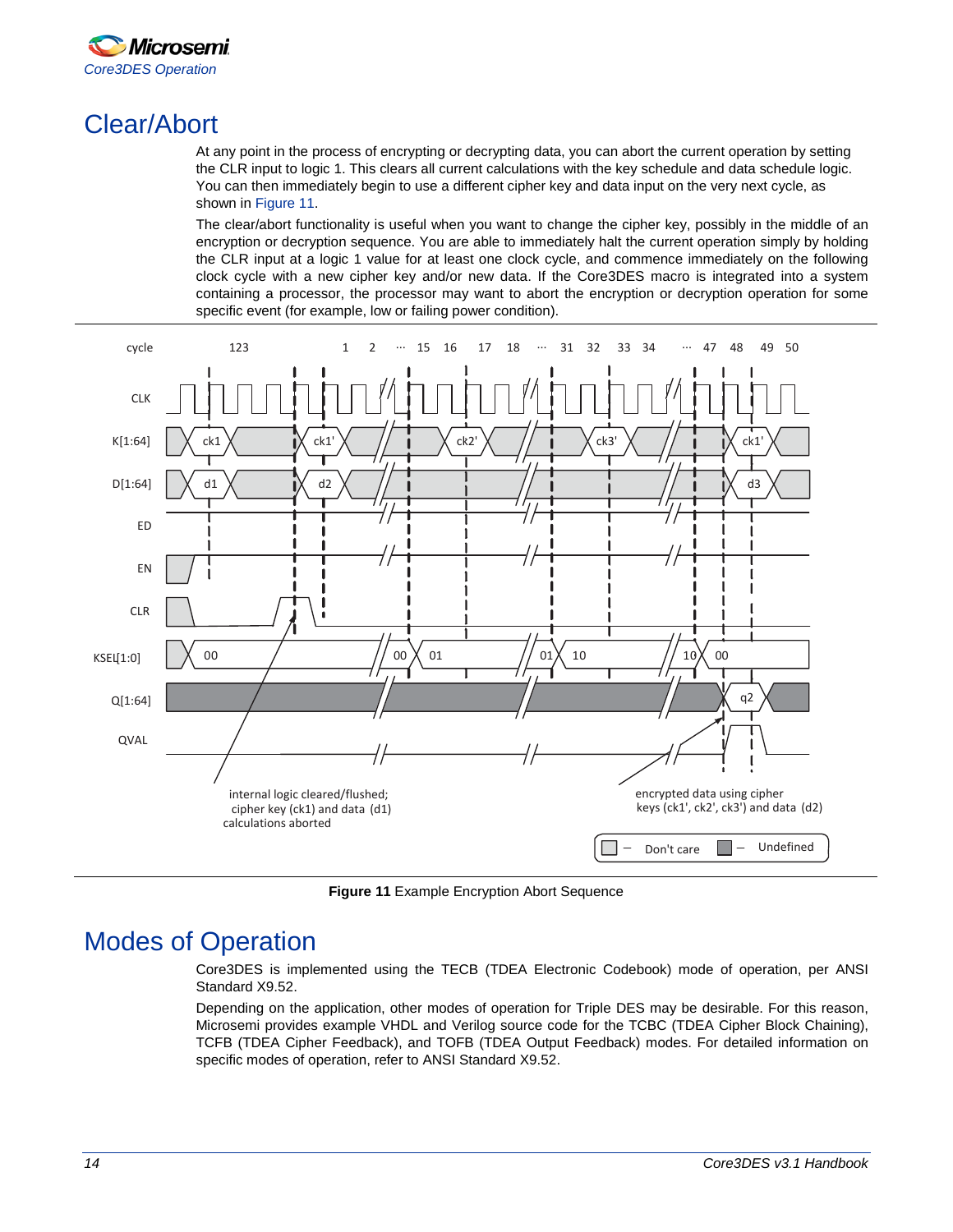# Clear/Abort

At any point in the process of encrypting or decrypting data, you can abort the current operation by setting the CLR input to logic 1. This clears all current calculations with the key schedule and data schedule logic. You can then immediately begin to use a different cipher key and data input on the very next cycle, as shown in Figure 11.

The clear/abort functionality is useful when you want to change the cipher key, possibly in the middle of an encryption or decryption sequence. You are able to immediately halt the current operation simply by holding the CLR input at a logic 1 value for at least one clock cycle, and commence immediately on the following clock cycle with a new cipher key and/or new data. If the Core3DES macro is integrated into a system containing a processor, the processor may want to abort the encryption or decryption operation for some specific event (for example, low or failing power condition).

**Figure 11** Example Encryption Abort Sequence

# Modes of Operation

Core3DES is implemented using the TECB (TDEA Electronic Codebook) mode of operation, per ANSI Standard X9.52.

Depending on the application, other modes of operation for Triple DES may be desirable. For this reason, Microsemi provides example VHDL and Verilog source code for the TCBC (TDEA Cipher Block Chaining), TCFB (TDEA Cipher Feedback), and TOFB (TDEA Output Feedback) modes. For detailed information on specific modes of operation, refer to ANSI Standard X9.52.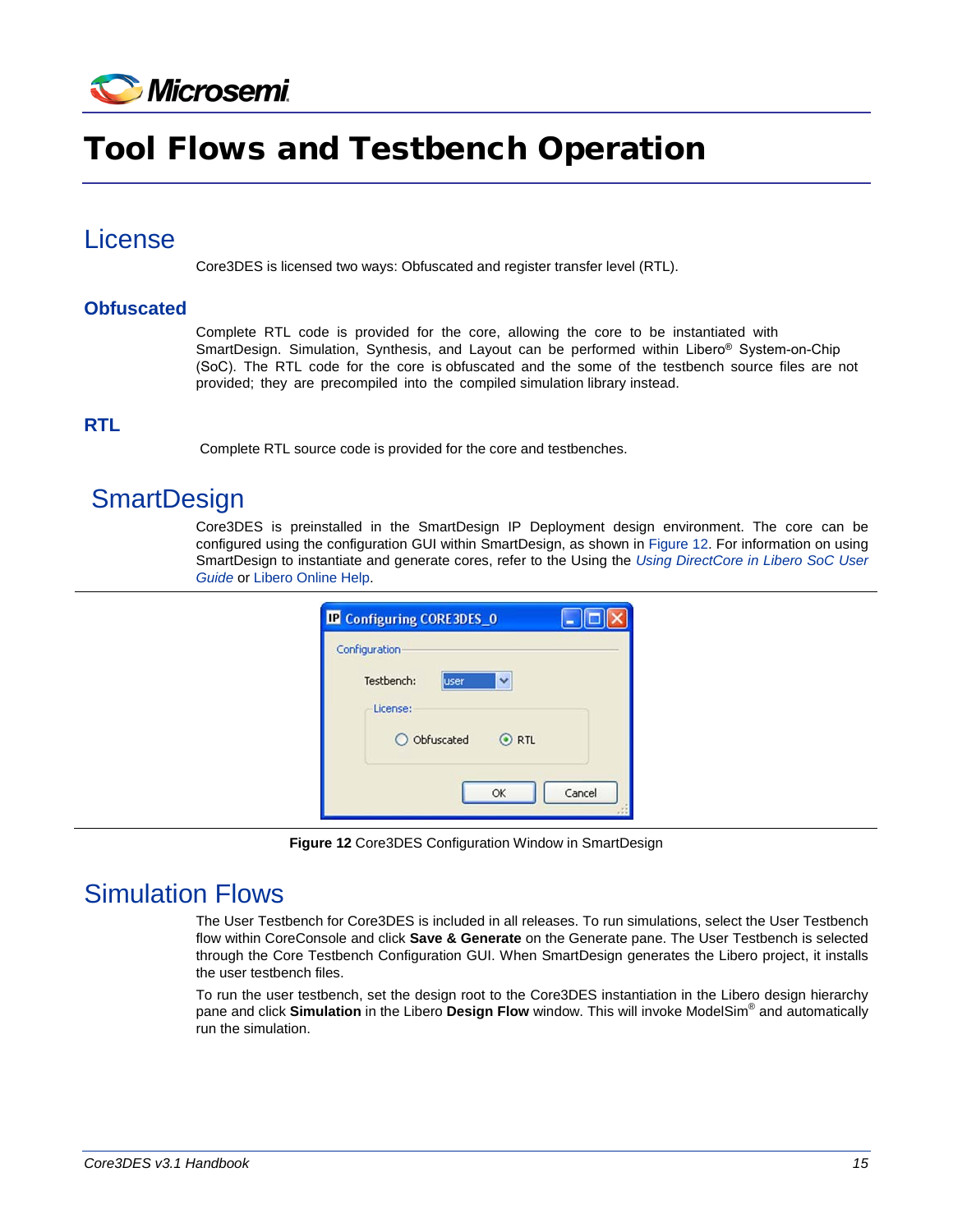# Tool Flows and Testbench Operation

## License

Core3DES is licensed two ways: Obfuscated and register transfer level (RTL).

### Obfuscated

Complete RTL code is provided for the core, allowing the core to be instantiated with SmartDesign. Simulation, Synthesis, and Layout can be performed within Libero® System-on-Chip (SoC). The RTL code for the core is obfuscated and the some of the testbench source files are not provided; they are precompiled into the compiled simulation library instead.

### RTL

Complete RTL source code is provided for the core and testbenches.

## SmartDesign

Core3DES is preinstalled in the SmartDesign IP Deployment design environment. The core can be configured using the configuration GUI within SmartDesign, as shown in Figure 12. For information on using SmartDesign to instantiate and generate cores, refer to the Using the *Using DirectCore in Libero SoC User Guide* or Libero Online Help.

**Figure 12** Core3DES Configuration Window in SmartDesign

## Simulation Flows

The User Testbench for Core3DES is included in all releases. To run simulations, select the User Testbench flow within CoreConsole and click **Save & Generate** on the Generate pane. The User Testbench is selected through the Core Testbench Configuration GUI. When SmartDesign generates the Libero project, it installs the user testbench files.

To run the user testbench, set the design root to the Core3DES instantiation in the Libero design hierarchy pane and click **Simulation** in the Libero **Design Flow** window. This will invoke ModelSim® and automatically run the simulation.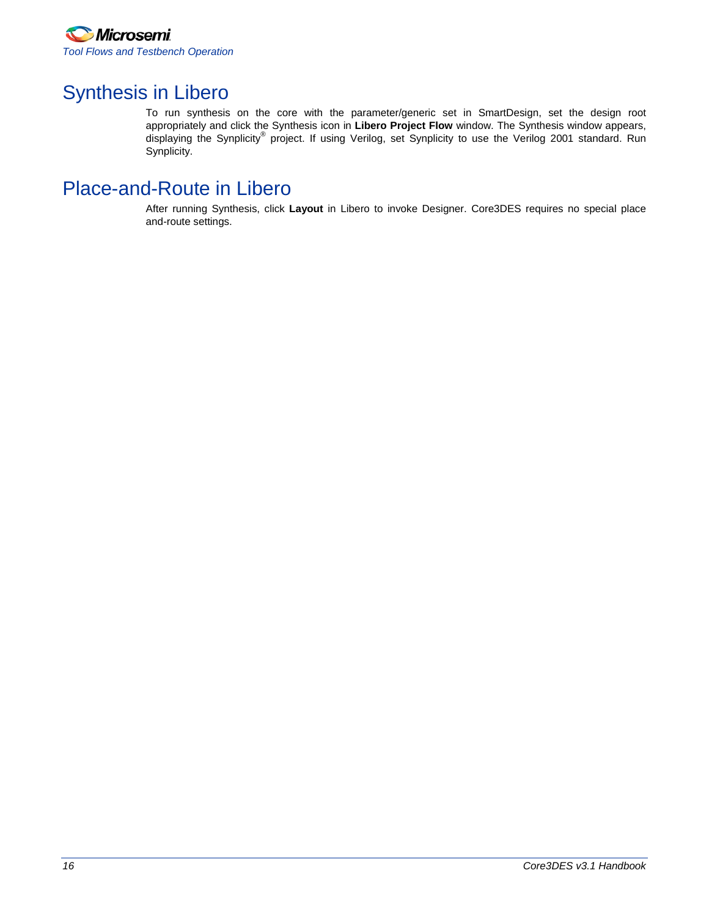# Synthesis in Libero

To run synthesis on the core with the parameter/generic set in SmartDesign, set the design root appropriately and click the Synthesis icon in **Libero Project Flow** window. The Synthesis window appears, displaying the Synplicity® project. If using Verilog, set Synplicity to use the Verilog 2001 standard. Run Synplicity.

# Place-and-Route in Libero

After running Synthesis, click **Layout** in Libero to invoke Designer. Core3DES requires no special place and-route settings.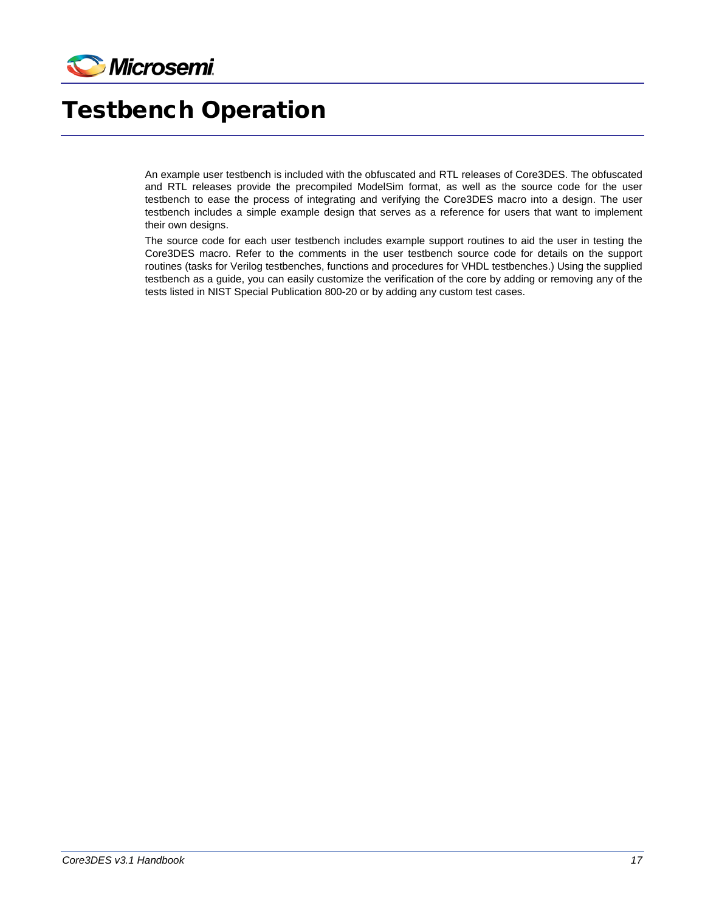# Testbench Operation

An example user testbench is included with the obfuscated and RTL releases of Core3DES. The obfuscated and RTL releases provide the precompiled ModelSim format, as well as the source code for the user testbench to ease the process of integrating and verifying the Core3DES macro into a design. The user testbench includes a simple example design that serves as a reference for users that want to implement their own designs.

The source code for each user testbench includes example support routines to aid the user in testing the Core3DES macro. Refer to the comments in the user testbench source code for details on the support routines (tasks for Verilog testbenches, functions and procedures for VHDL testbenches.) Using the supplied testbench as a guide, you can easily customize the verification of the core by adding or removing any of the tests listed in NIST Special Publication 800-20 or by adding any custom test cases.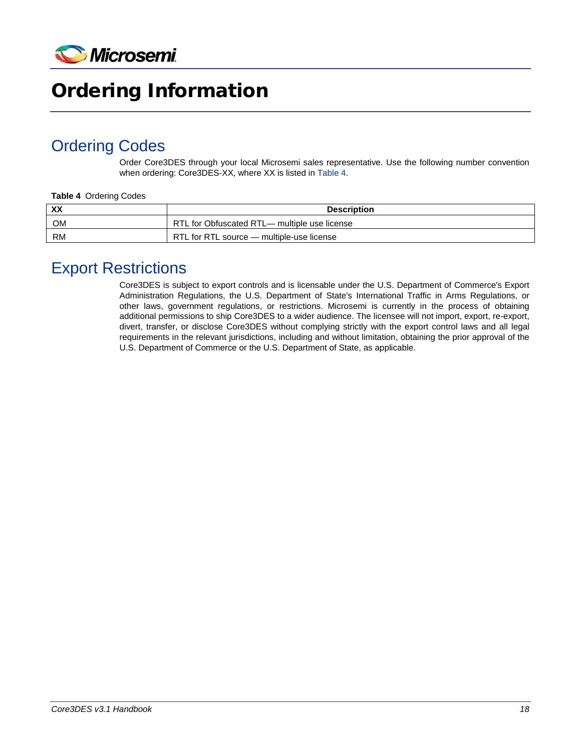# Ordering Information

## Ordering Codes

Order Core3DES through your local Microsemi sales representative. Use the following number convention when ordering: Core3DES-XX, where XX is listed in Table 4.

**Table 4** Ordering Codes

| XX | Description |
|---|---|
| OM | RTL for Obfuscated RTL— multiple use license |
| RM | RTL for RTL source — multiple-use license |

## Export Restrictions

Core3DES is subject to export controls and is licensable under the U.S. Department of Commerce's Export Administration Regulations, the U.S. Department of State's International Traffic in Arms Regulations, or other laws, government regulations, or restrictions. Microsemi is currently in the process of obtaining additional permissions to ship Core3DES to a wider audience. The licensee will not import, export, re-export, divert, transfer, or disclose Core3DES without complying strictly with the export control laws and all legal requirements in the relevant jurisdictions, including and without limitation, obtaining the prior approval of the U.S. Department of Commerce or the U.S. Department of State, as applicable.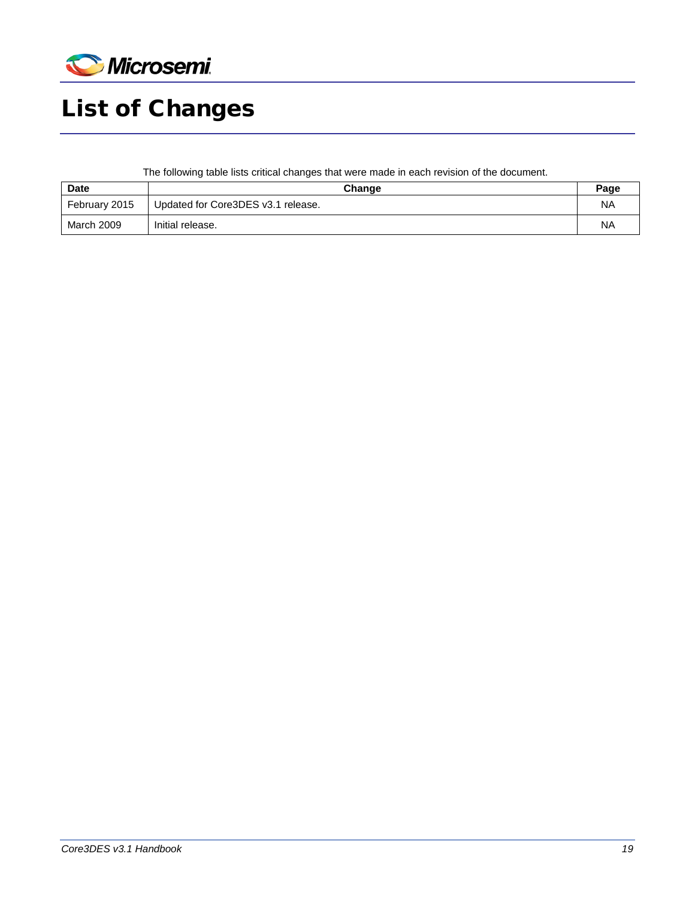# List of Changes

The following table lists critical changes that were made in each revision of the document.

| Date | Change | Page |
|---|---|---|
| February 2015 | Updated for Core3DES v3.1 release. | NA |
| March 2009 | Initial release. | NA |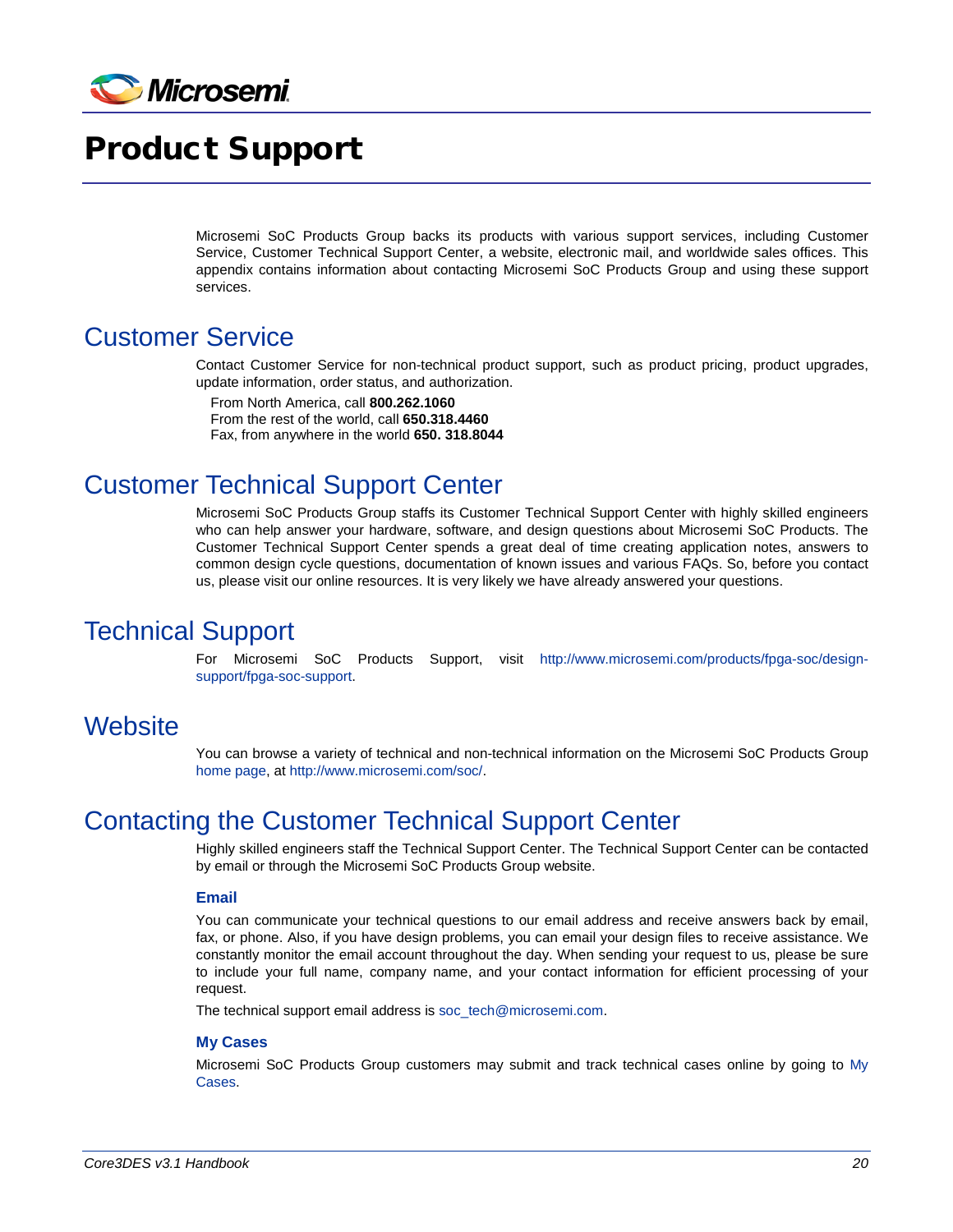# Product Support

Microsemi SoC Products Group backs its products with various support services, including Customer Service, Customer Technical Support Center, a website, electronic mail, and worldwide sales offices. This appendix contains information about contacting Microsemi SoC Products Group and using these support services.

## Customer Service

Contact Customer Service for non-technical product support, such as product pricing, product upgrades, update information, order status, and authorization.

From North America, call **800.262.1060**
From the rest of the world, call **650.318.4460**
Fax, from anywhere in the world **650. 318.8044**

## Customer Technical Support Center

Microsemi SoC Products Group staffs its Customer Technical Support Center with highly skilled engineers who can help answer your hardware, software, and design questions about Microsemi SoC Products. The Customer Technical Support Center spends a great deal of time creating application notes, answers to common design cycle questions, documentation of known issues and various FAQs. So, before you contact us, please visit our online resources. It is very likely we have already answered your questions.

## Technical Support

For Microsemi SoC Products Support, visit http://www.microsemi.com/products/fpga-soc/design-support/fpga-soc-support.

## Website

You can browse a variety of technical and non-technical information on the Microsemi SoC Products Group home page, at http://www.microsemi.com/soc/.

## Contacting the Customer Technical Support Center

Highly skilled engineers staff the Technical Support Center. The Technical Support Center can be contacted by email or through the Microsemi SoC Products Group website.

### Email

You can communicate your technical questions to our email address and receive answers back by email, fax, or phone. Also, if you have design problems, you can email your design files to receive assistance. We constantly monitor the email account throughout the day. When sending your request to us, please be sure to include your full name, company name, and your contact information for efficient processing of your request.

The technical support email address is soc_tech@microsemi.com.

### My Cases

Microsemi SoC Products Group customers may submit and track technical cases online by going to My Cases.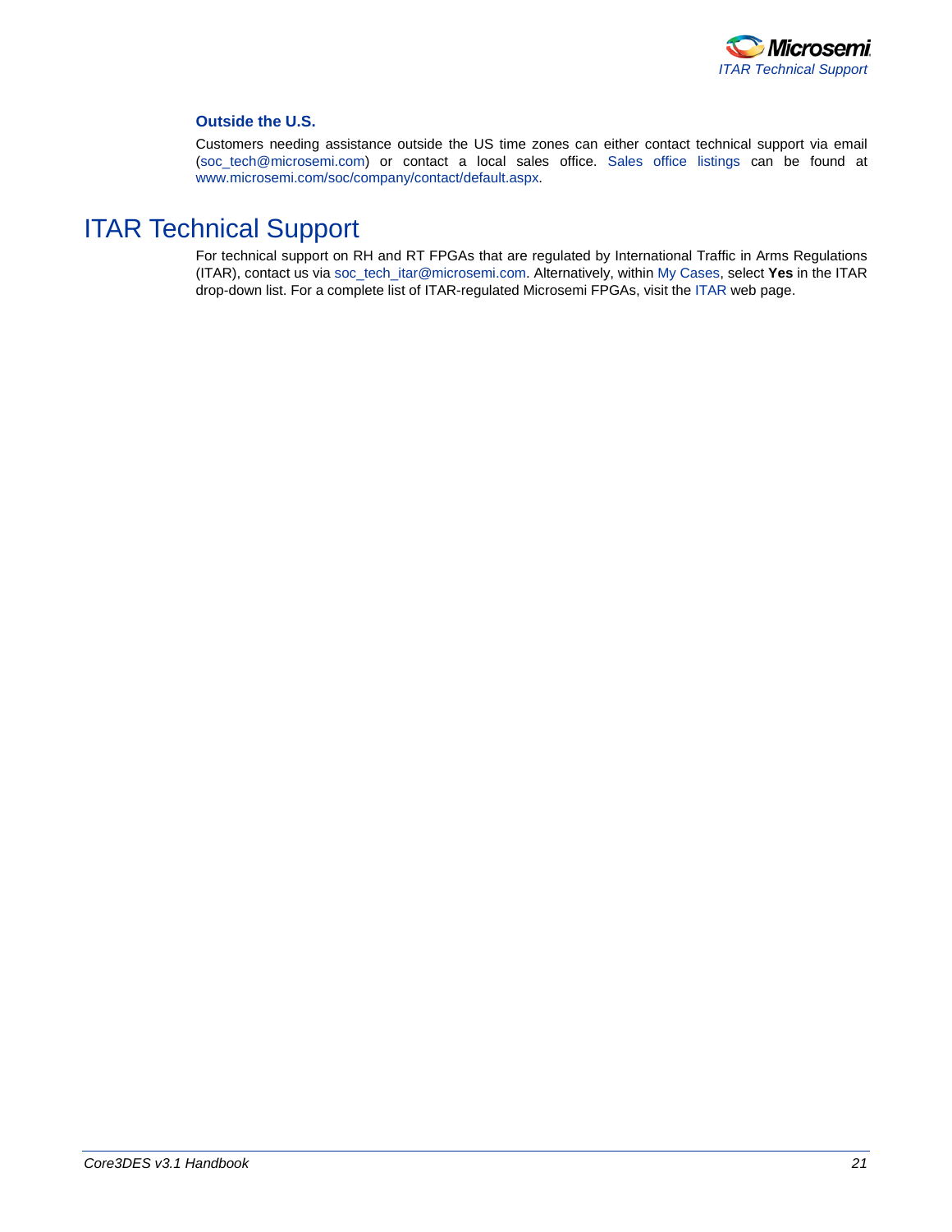### Outside the U.S.

Customers needing assistance outside the US time zones can either contact technical support via email (soc_tech@microsemi.com) or contact a local sales office. Sales office listings can be found at www.microsemi.com/soc/company/contact/default.aspx.

## ITAR Technical Support

For technical support on RH and RT FPGAs that are regulated by International Traffic in Arms Regulations (ITAR), contact us via soc_tech_itar@microsemi.com. Alternatively, within My Cases, select **Yes** in the ITAR drop-down list. For a complete list of ITAR-regulated Microsemi FPGAs, visit the ITAR web page.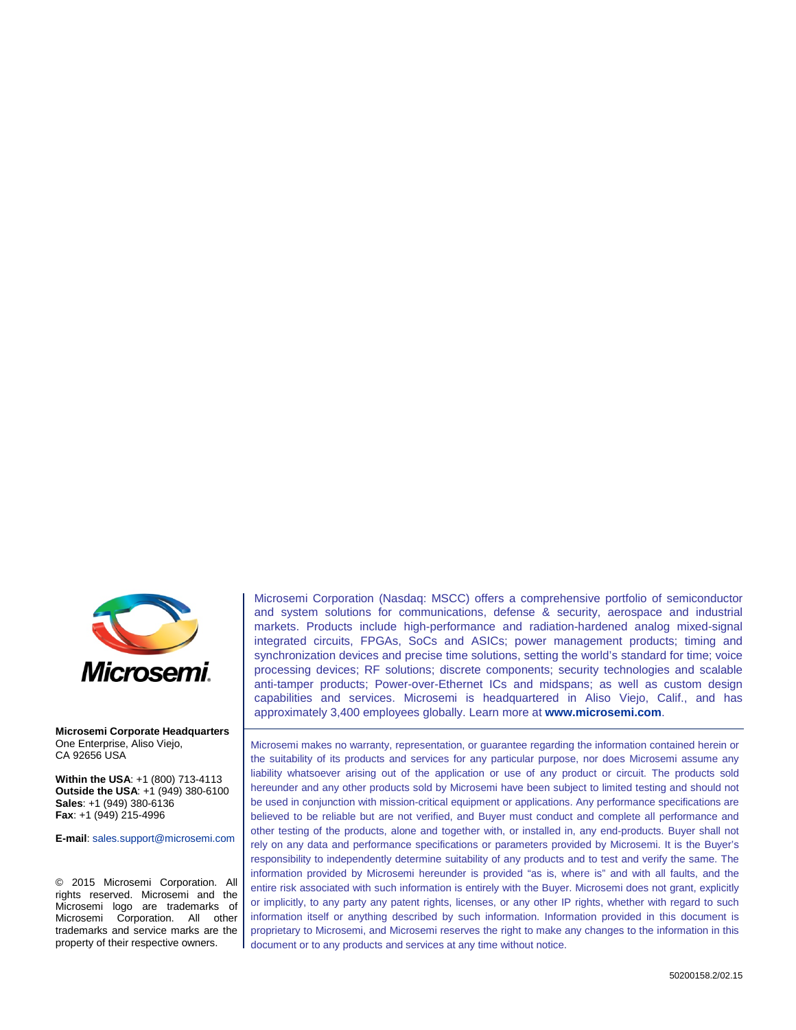Microsemi

**Microsemi Corporate Headquarters**
One Enterprise, Aliso Viejo,
CA 92656 USA

**Within the USA**: +1 (800) 713-4113
**Outside the USA**: +1 (949) 380-6100
**Sales**: +1 (949) 380-6136
**Fax**: +1 (949) 215-4996

**E-mail**: sales.support@microsemi.com

© 2015 Microsemi Corporation. All rights reserved. Microsemi and the Microsemi logo are trademarks of Microsemi Corporation. All other trademarks and service marks are the property of their respective owners.

Microsemi Corporation (Nasdaq: MSCC) offers a comprehensive portfolio of semiconductor and system solutions for communications, defense & security, aerospace and industrial markets. Products include high-performance and radiation-hardened analog mixed-signal integrated circuits, FPGAs, SoCs and ASICs; power management products; timing and synchronization devices and precise time solutions, setting the world's standard for time; voice processing devices; RF solutions; discrete components; security technologies and scalable anti-tamper products; Power-over-Ethernet ICs and midspans; as well as custom design capabilities and services. Microsemi is headquartered in Aliso Viejo, Calif., and has approximately 3,400 employees globally. Learn more at **www.microsemi.com**.

Microsemi makes no warranty, representation, or guarantee regarding the information contained herein or the suitability of its products and services for any particular purpose, nor does Microsemi assume any liability whatsoever arising out of the application or use of any product or circuit. The products sold hereunder and any other products sold by Microsemi have been subject to limited testing and should not be used in conjunction with mission-critical equipment or applications. Any performance specifications are believed to be reliable but are not verified, and Buyer must conduct and complete all performance and other testing of the products, alone and together with, or installed in, any end-products. Buyer shall not rely on any data and performance specifications or parameters provided by Microsemi. It is the Buyer's responsibility to independently determine suitability of any products and to test and verify the same. The information provided by Microsemi hereunder is provided "as is, where is" and with all faults, and the entire risk associated with such information is entirely with the Buyer. Microsemi does not grant, explicitly or implicitly, to any party any patent rights, licenses, or any other IP rights, whether with regard to such information itself or anything described by such information. Information provided in this document is proprietary to Microsemi, and Microsemi reserves the right to make any changes to the information in this document or to any products and services at any time without notice.

50200158.2/02.15